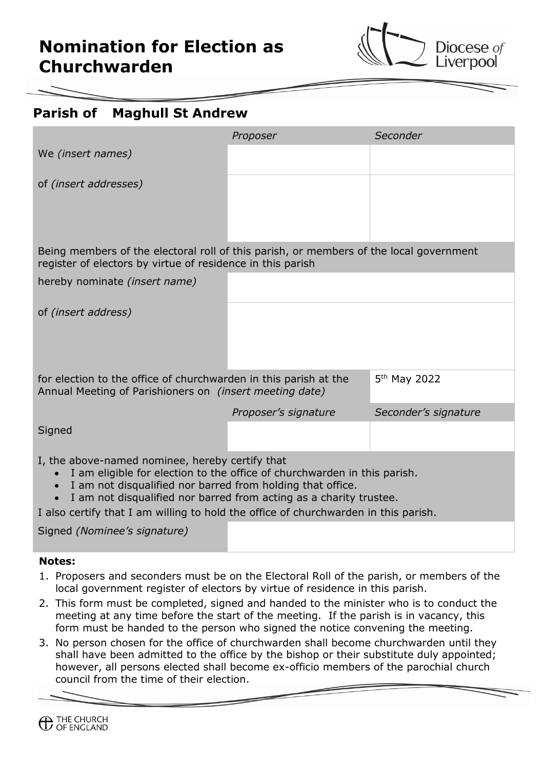# Nomination for Election as Churchwarden

Diocese of Liverpool

## Parish of Maghull St Andrew

| | *Proposer* | *Seconder* |
|---|---|---|
| We *(insert names)* | | |
| of *(insert addresses)* | | |
| Being members of the electoral roll of this parish, or members of the local government register of electors by virtue of residence in this parish | | |
| hereby nominate *(insert name)* | | |
| of *(insert address)* | | |
| for election to the office of churchwarden in this parish at the Annual Meeting of Parishioners on *(insert meeting date)* | | 5th May 2022 |
| | *Proposer's signature* | *Seconder's signature* |
| Signed | | |

I, the above-named nominee, hereby certify that

- I am eligible for election to the office of churchwarden in this parish.
- I am not disqualified nor barred from holding that office.
- I am not disqualified nor barred from acting as a charity trustee.

I also certify that I am willing to hold the office of churchwarden in this parish.

| Signed *(Nominee's signature)* | |
|---|---|

**Notes:**

1. Proposers and seconders must be on the Electoral Roll of the parish, or members of the local government register of electors by virtue of residence in this parish.
2. This form must be completed, signed and handed to the minister who is to conduct the meeting at any time before the start of the meeting. If the parish is in vacancy, this form must be handed to the person who signed the notice convening the meeting.
3. No person chosen for the office of churchwarden shall become churchwarden until they shall have been admitted to the office by the bishop or their substitute duly appointed; however, all persons elected shall become ex-officio members of the parochial church council from the time of their election.

THE CHURCH OF ENGLAND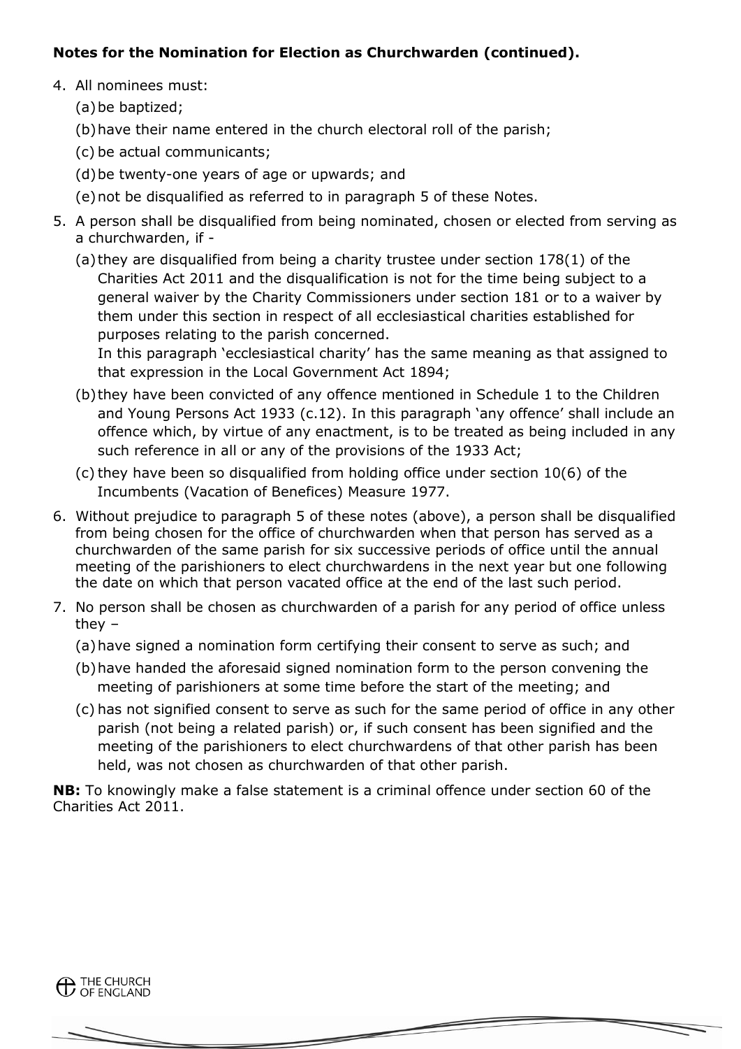**Notes for the Nomination for Election as Churchwarden (continued).**

4. All nominees must:
   (a) be baptized;
   (b) have their name entered in the church electoral roll of the parish;
   (c) be actual communicants;
   (d) be twenty-one years of age or upwards; and
   (e) not be disqualified as referred to in paragraph 5 of these Notes.
5. A person shall be disqualified from being nominated, chosen or elected from serving as a churchwarden, if -
   (a) they are disqualified from being a charity trustee under section 178(1) of the Charities Act 2011 and the disqualification is not for the time being subject to a general waiver by the Charity Commissioners under section 181 or to a waiver by them under this section in respect of all ecclesiastical charities established for purposes relating to the parish concerned.
   In this paragraph 'ecclesiastical charity' has the same meaning as that assigned to that expression in the Local Government Act 1894;
   (b) they have been convicted of any offence mentioned in Schedule 1 to the Children and Young Persons Act 1933 (c.12). In this paragraph 'any offence' shall include an offence which, by virtue of any enactment, is to be treated as being included in any such reference in all or any of the provisions of the 1933 Act;
   (c) they have been so disqualified from holding office under section 10(6) of the Incumbents (Vacation of Benefices) Measure 1977.
6. Without prejudice to paragraph 5 of these notes (above), a person shall be disqualified from being chosen for the office of churchwarden when that person has served as a churchwarden of the same parish for six successive periods of office until the annual meeting of the parishioners to elect churchwardens in the next year but one following the date on which that person vacated office at the end of the last such period.
7. No person shall be chosen as churchwarden of a parish for any period of office unless they –
   (a) have signed a nomination form certifying their consent to serve as such; and
   (b) have handed the aforesaid signed nomination form to the person convening the meeting of parishioners at some time before the start of the meeting; and
   (c) has not signified consent to serve as such for the same period of office in any other parish (not being a related parish) or, if such consent has been signified and the meeting of the parishioners to elect churchwardens of that other parish has been held, was not chosen as churchwarden of that other parish.

**NB:** To knowingly make a false statement is a criminal offence under section 60 of the Charities Act 2011.

THE CHURCH OF ENGLAND